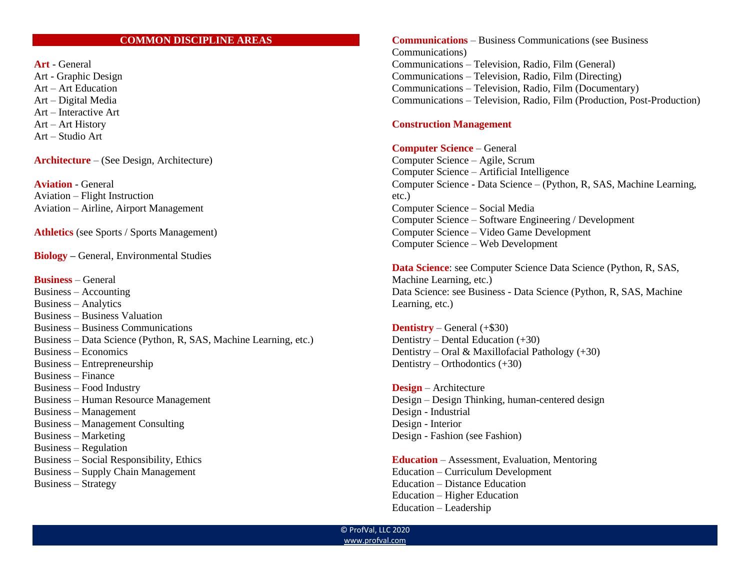## COMMON DISCIPLINE AREAS

**Art** - General
Art - Graphic Design
Art – Art Education
Art – Digital Media
Art – Interactive Art
Art – Art History
Art – Studio Art

**Architecture** – (See Design, Architecture)

**Aviation** - General
Aviation – Flight Instruction
Aviation – Airline, Airport Management

**Athletics** (see Sports / Sports Management)

**Biology** – General, Environmental Studies

**Business** – General
Business – Accounting
Business – Analytics
Business – Business Valuation
Business – Business Communications
Business – Data Science (Python, R, SAS, Machine Learning, etc.)
Business – Economics
Business – Entrepreneurship
Business – Finance
Business – Food Industry
Business – Human Resource Management
Business – Management
Business – Management Consulting
Business – Marketing
Business – Regulation
Business – Social Responsibility, Ethics
Business – Supply Chain Management
Business – Strategy

**Communications** – Business Communications (see Business Communications)
Communications – Television, Radio, Film (General)
Communications – Television, Radio, Film (Directing)
Communications – Television, Radio, Film (Documentary)
Communications – Television, Radio, Film (Production, Post-Production)

**Construction Management**

**Computer Science** – General
Computer Science – Agile, Scrum
Computer Science – Artificial Intelligence
Computer Science - Data Science – (Python, R, SAS, Machine Learning, etc.)
Computer Science – Social Media
Computer Science – Software Engineering / Development
Computer Science – Video Game Development
Computer Science – Web Development

**Data Science**: see Computer Science Data Science (Python, R, SAS, Machine Learning, etc.)
Data Science: see Business - Data Science (Python, R, SAS, Machine Learning, etc.)

**Dentistry** – General (+$30)
Dentistry – Dental Education (+30)
Dentistry – Oral & Maxillofacial Pathology (+30)
Dentistry – Orthodontics (+30)

**Design** – Architecture
Design – Design Thinking, human-centered design
Design - Industrial
Design - Interior
Design - Fashion (see Fashion)

**Education** – Assessment, Evaluation, Mentoring
Education – Curriculum Development
Education – Distance Education
Education – Higher Education
Education – Leadership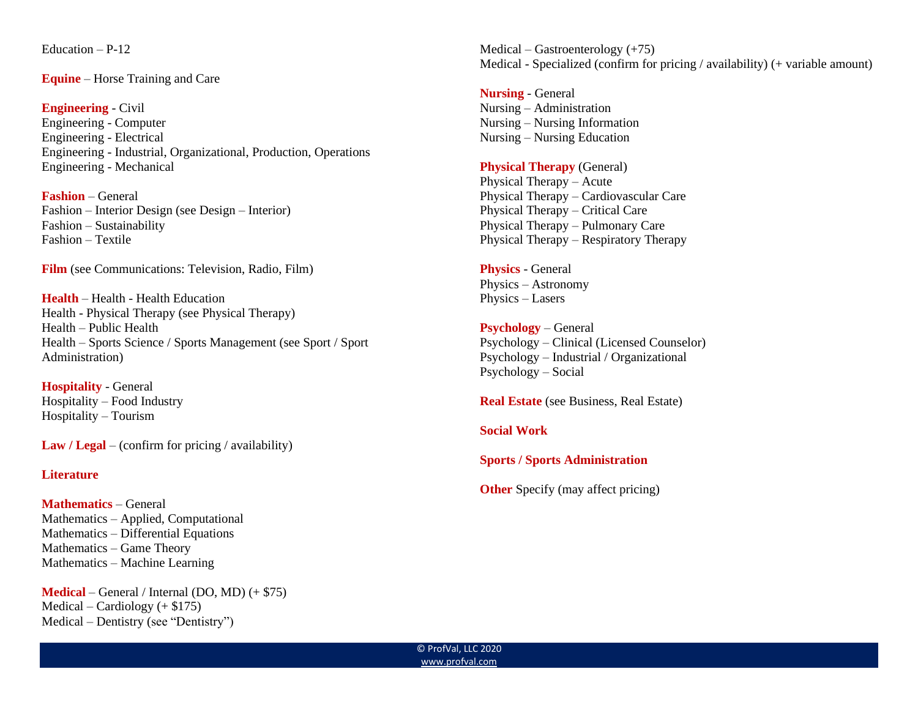Education – P-12

**Equine** – Horse Training and Care

**Engineering** - Civil
Engineering - Computer
Engineering - Electrical
Engineering - Industrial, Organizational, Production, Operations
Engineering - Mechanical

**Fashion** – General
Fashion – Interior Design (see Design – Interior)
Fashion – Sustainability
Fashion – Textile

**Film** (see Communications: Television, Radio, Film)

**Health** – Health - Health Education
Health - Physical Therapy (see Physical Therapy)
Health – Public Health
Health – Sports Science / Sports Management (see Sport / Sport Administration)

**Hospitality** - General
Hospitality – Food Industry
Hospitality – Tourism

**Law / Legal** – (confirm for pricing / availability)

**Literature**

**Mathematics** – General
Mathematics – Applied, Computational
Mathematics – Differential Equations
Mathematics – Game Theory
Mathematics – Machine Learning

**Medical** – General / Internal (DO, MD) (+ $75)
Medical – Cardiology (+ $175)
Medical – Dentistry (see "Dentistry")
Medical – Gastroenterology (+75)
Medical - Specialized (confirm for pricing / availability) (+ variable amount)

**Nursing** - General
Nursing – Administration
Nursing – Nursing Information
Nursing – Nursing Education

**Physical Therapy** (General)
Physical Therapy – Acute
Physical Therapy – Cardiovascular Care
Physical Therapy – Critical Care
Physical Therapy – Pulmonary Care
Physical Therapy – Respiratory Therapy

**Physics** - General
Physics – Astronomy
Physics – Lasers

**Psychology** – General
Psychology – Clinical (Licensed Counselor)
Psychology – Industrial / Organizational
Psychology – Social

**Real Estate** (see Business, Real Estate)

**Social Work**

**Sports / Sports Administration**

**Other** Specify (may affect pricing)